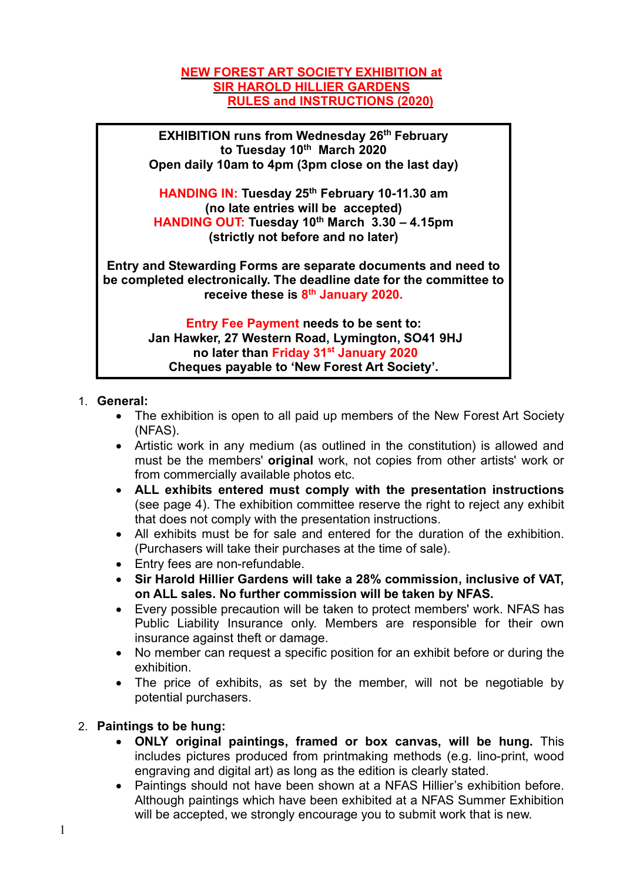# NEW FOREST ART SOCIETY EXHIBITION at SIR HAROLD HILLIER GARDENS RULES and INSTRUCTIONS (2020)

**EXHIBITION runs from Wednesday 26th February to Tuesday 10th March 2020**
**Open daily 10am to 4pm (3pm close on the last day)**

**HANDING IN: Tuesday 25th February 10-11.30 am**
**(no late entries will be accepted)**
**HANDING OUT: Tuesday 10th March 3.30 – 4.15pm**
**(strictly not before and no later)**

**Entry and Stewarding Forms are separate documents and need to be completed electronically. The deadline date for the committee to receive these is 8th January 2020.**

**Entry Fee Payment needs to be sent to:**
**Jan Hawker, 27 Western Road, Lymington, SO41 9HJ**
**no later than Friday 31st January 2020**
**Cheques payable to 'New Forest Art Society'.**

1. **General:**
   - The exhibition is open to all paid up members of the New Forest Art Society (NFAS).
   - Artistic work in any medium (as outlined in the constitution) is allowed and must be the members' **original** work, not copies from other artists' work or from commercially available photos etc.
   - **ALL exhibits entered must comply with the presentation instructions** (see page 4). The exhibition committee reserve the right to reject any exhibit that does not comply with the presentation instructions.
   - All exhibits must be for sale and entered for the duration of the exhibition. (Purchasers will take their purchases at the time of sale).
   - Entry fees are non-refundable.
   - **Sir Harold Hillier Gardens will take a 28% commission, inclusive of VAT, on ALL sales. No further commission will be taken by NFAS.**
   - Every possible precaution will be taken to protect members' work. NFAS has Public Liability Insurance only. Members are responsible for their own insurance against theft or damage.
   - No member can request a specific position for an exhibit before or during the exhibition.
   - The price of exhibits, as set by the member, will not be negotiable by potential purchasers.

2. **Paintings to be hung:**
   - **ONLY original paintings, framed or box canvas, will be hung.** This includes pictures produced from printmaking methods (e.g. lino-print, wood engraving and digital art) as long as the edition is clearly stated.
   - Paintings should not have been shown at a NFAS Hillier's exhibition before. Although paintings which have been exhibited at a NFAS Summer Exhibition will be accepted, we strongly encourage you to submit work that is new.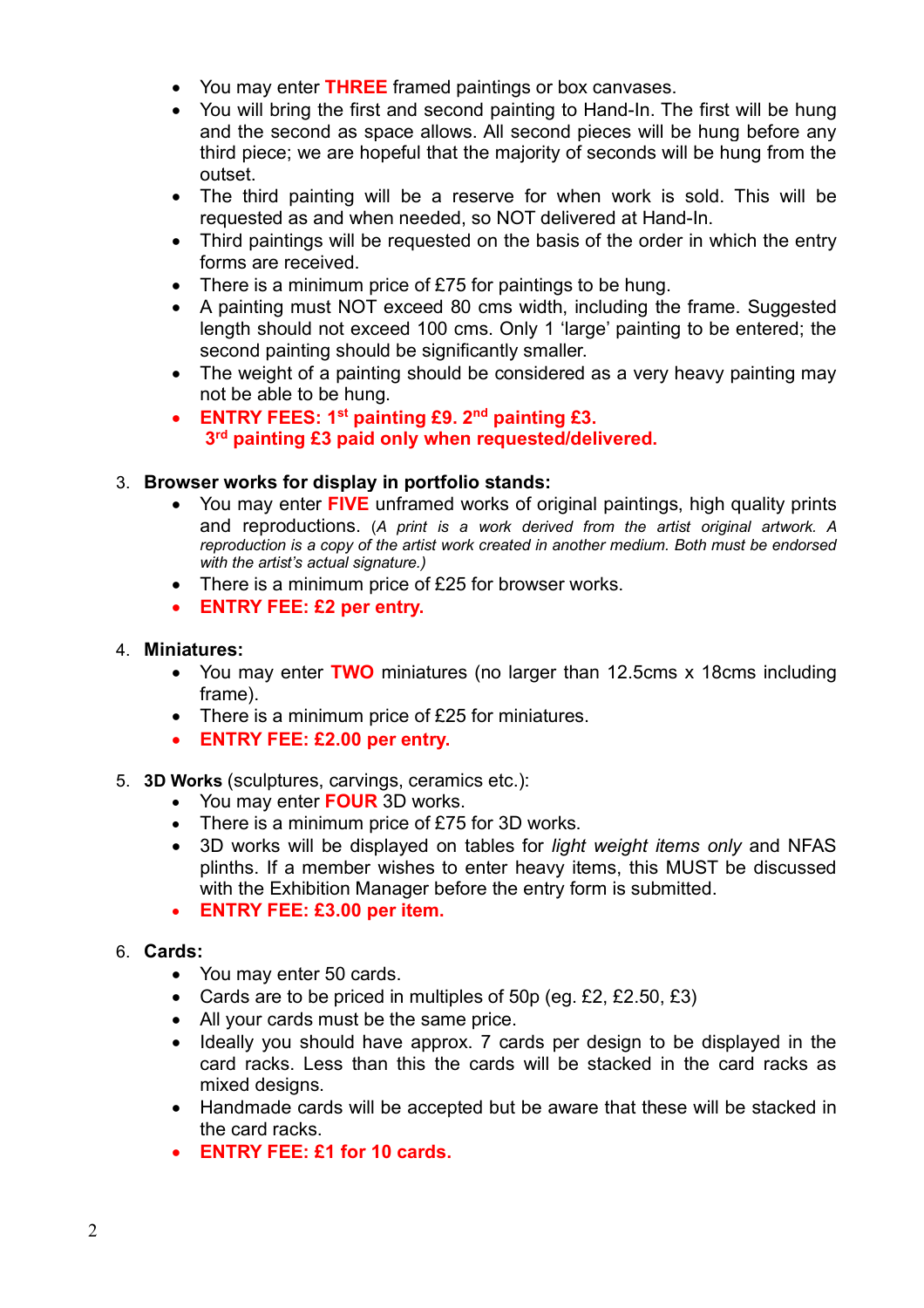- You may enter **THREE** framed paintings or box canvases.
- You will bring the first and second painting to Hand-In. The first will be hung and the second as space allows. All second pieces will be hung before any third piece; we are hopeful that the majority of seconds will be hung from the outset.
- The third painting will be a reserve for when work is sold. This will be requested as and when needed, so NOT delivered at Hand-In.
- Third paintings will be requested on the basis of the order in which the entry forms are received.
- There is a minimum price of £75 for paintings to be hung.
- A painting must NOT exceed 80 cms width, including the frame. Suggested length should not exceed 100 cms. Only 1 'large' painting to be entered; the second painting should be significantly smaller.
- The weight of a painting should be considered as a very heavy painting may not be able to be hung.
- **ENTRY FEES: 1st painting £9. 2nd painting £3.**
  **3rd painting £3 paid only when requested/delivered.**

3. **Browser works for display in portfolio stands:**
   - You may enter **FIVE** unframed works of original paintings, high quality prints and reproductions. (*A print is a work derived from the artist original artwork. A reproduction is a copy of the artist work created in another medium. Both must be endorsed with the artist's actual signature.*)
   - There is a minimum price of £25 for browser works.
   - **ENTRY FEE: £2 per entry.**

4. **Miniatures:**
   - You may enter **TWO** miniatures (no larger than 12.5cms x 18cms including frame).
   - There is a minimum price of £25 for miniatures.
   - **ENTRY FEE: £2.00 per entry.**

5. **3D Works** (sculptures, carvings, ceramics etc.):
   - You may enter **FOUR** 3D works.
   - There is a minimum price of £75 for 3D works.
   - 3D works will be displayed on tables for *light weight items only* and NFAS plinths. If a member wishes to enter heavy items, this MUST be discussed with the Exhibition Manager before the entry form is submitted.
   - **ENTRY FEE: £3.00 per item.**

6. **Cards:**
   - You may enter 50 cards.
   - Cards are to be priced in multiples of 50p (eg. £2, £2.50, £3)
   - All your cards must be the same price.
   - Ideally you should have approx. 7 cards per design to be displayed in the card racks. Less than this the cards will be stacked in the card racks as mixed designs.
   - Handmade cards will be accepted but be aware that these will be stacked in the card racks.
   - **ENTRY FEE: £1 for 10 cards.**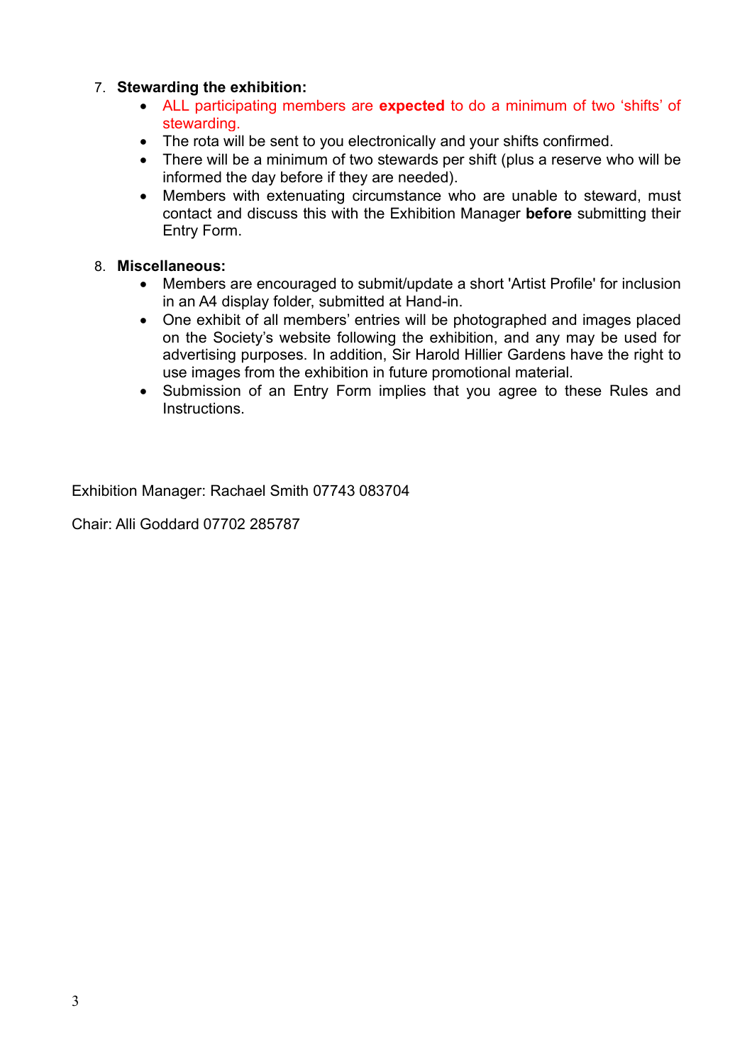7. **Stewarding the exhibition:**
    - ALL participating members are **expected** to do a minimum of two ‘shifts’ of stewarding.
    - The rota will be sent to you electronically and your shifts confirmed.
    - There will be a minimum of two stewards per shift (plus a reserve who will be informed the day before if they are needed).
    - Members with extenuating circumstance who are unable to steward, must contact and discuss this with the Exhibition Manager **before** submitting their Entry Form.

8. **Miscellaneous:**
    - Members are encouraged to submit/update a short 'Artist Profile' for inclusion in an A4 display folder, submitted at Hand-in.
    - One exhibit of all members’ entries will be photographed and images placed on the Society’s website following the exhibition, and any may be used for advertising purposes. In addition, Sir Harold Hillier Gardens have the right to use images from the exhibition in future promotional material.
    - Submission of an Entry Form implies that you agree to these Rules and Instructions.

Exhibition Manager: Rachael Smith 07743 083704

Chair: Alli Goddard 07702 285787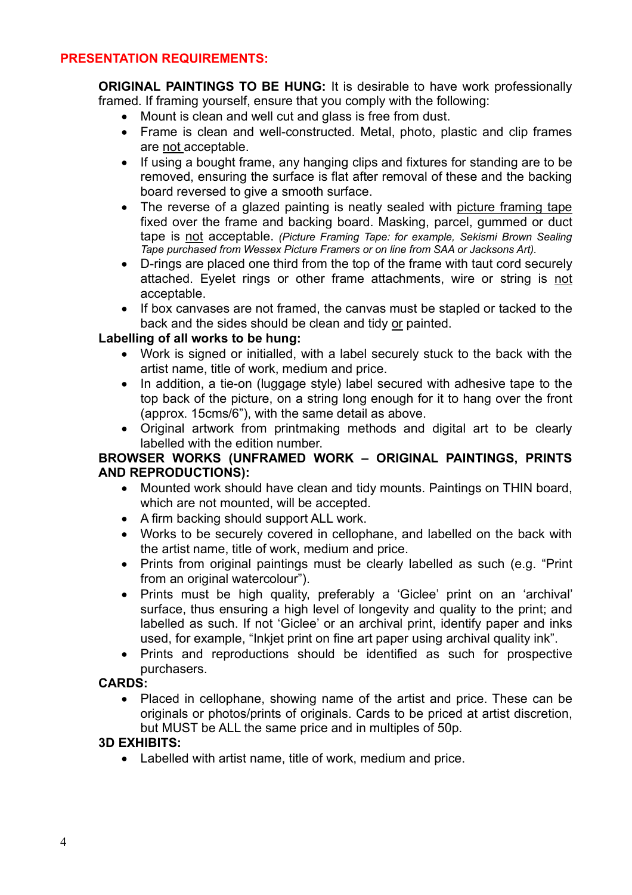## PRESENTATION REQUIREMENTS:

**ORIGINAL PAINTINGS TO BE HUNG:** It is desirable to have work professionally framed. If framing yourself, ensure that you comply with the following:

- Mount is clean and well cut and glass is free from dust.
- Frame is clean and well-constructed. Metal, photo, plastic and clip frames are <u>not</u> acceptable.
- If using a bought frame, any hanging clips and fixtures for standing are to be removed, ensuring the surface is flat after removal of these and the backing board reversed to give a smooth surface.
- The reverse of a glazed painting is neatly sealed with <u>picture framing tape</u> fixed over the frame and backing board. Masking, parcel, gummed or duct tape is <u>not</u> acceptable. *(Picture Framing Tape: for example, Sekismi Brown Sealing Tape purchased from Wessex Picture Framers or on line from SAA or Jacksons Art).*
- D-rings are placed one third from the top of the frame with taut cord securely attached. Eyelet rings or other frame attachments, wire or string is <u>not</u> acceptable.
- If box canvases are not framed, the canvas must be stapled or tacked to the back and the sides should be clean and tidy <u>or</u> painted.

**Labelling of all works to be hung:**

- Work is signed or initialled, with a label securely stuck to the back with the artist name, title of work, medium and price.
- In addition, a tie-on (luggage style) label secured with adhesive tape to the top back of the picture, on a string long enough for it to hang over the front (approx. 15cms/6”), with the same detail as above.
- Original artwork from printmaking methods and digital art to be clearly labelled with the edition number.

**BROWSER WORKS (UNFRAMED WORK – ORIGINAL PAINTINGS, PRINTS AND REPRODUCTIONS):**

- Mounted work should have clean and tidy mounts. Paintings on THIN board, which are not mounted, will be accepted.
- A firm backing should support ALL work.
- Works to be securely covered in cellophane, and labelled on the back with the artist name, title of work, medium and price.
- Prints from original paintings must be clearly labelled as such (e.g. “Print from an original watercolour”).
- Prints must be high quality, preferably a ‘Giclee’ print on an ‘archival’ surface, thus ensuring a high level of longevity and quality to the print; and labelled as such. If not ‘Giclee’ or an archival print, identify paper and inks used, for example, “Inkjet print on fine art paper using archival quality ink”.
- Prints and reproductions should be identified as such for prospective purchasers.

**CARDS:**

- Placed in cellophane, showing name of the artist and price. These can be originals or photos/prints of originals. Cards to be priced at artist discretion, but MUST be ALL the same price and in multiples of 50p.

**3D EXHIBITS:**

- Labelled with artist name, title of work, medium and price.